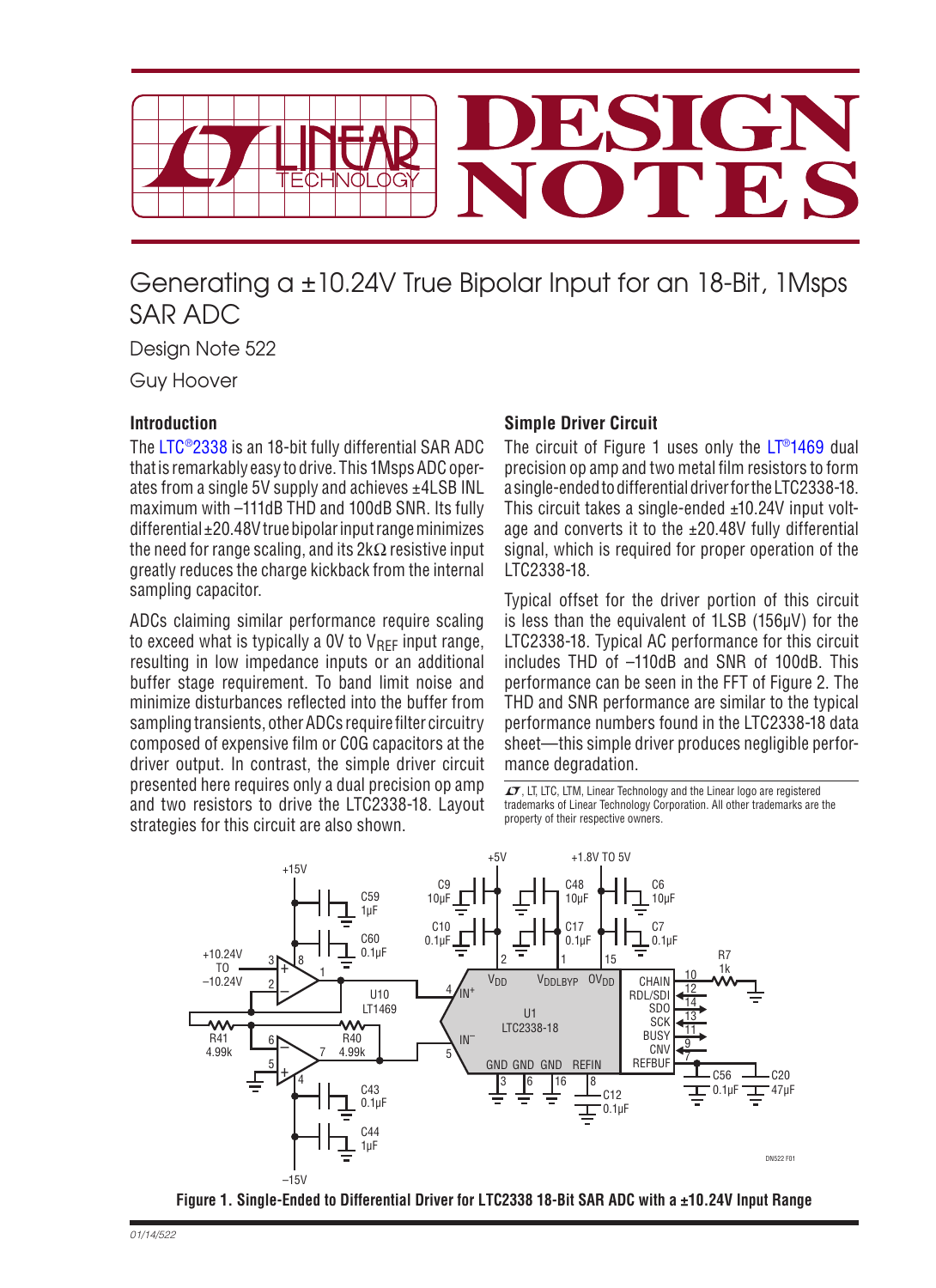# Generating a ±10.24V True Bipolar Input for an 18-Bit, 1Msps SAR ADC

Design Note 522

Guy Hoover

## Introduction

The LTC®2338 is an 18-bit fully differential SAR ADC that is remarkably easy to drive. This 1Msps ADC operates from a single 5V supply and achieves ±4LSB INL maximum with –111dB THD and 100dB SNR. Its fully differential ±20.48V true bipolar input range minimizes the need for range scaling, and its 2kΩ resistive input greatly reduces the charge kickback from the internal sampling capacitor.

ADCs claiming similar performance require scaling to exceed what is typically a 0V to $V_{REF}$ input range, resulting in low impedance inputs or an additional buffer stage requirement. To band limit noise and minimize disturbances reflected into the buffer from sampling transients, other ADCs require filter circuitry composed of expensive film or C0G capacitors at the driver output. In contrast, the simple driver circuit presented here requires only a dual precision op amp and two resistors to drive the LTC2338-18. Layout strategies for this circuit are also shown.

## Simple Driver Circuit

The circuit of Figure 1 uses only the LT®1469 dual precision op amp and two metal film resistors to form a single-ended to differential driver for the LTC2338-18. This circuit takes a single-ended ±10.24V input voltage and converts it to the ±20.48V fully differential signal, which is required for proper operation of the LTC2338-18.

Typical offset for the driver portion of this circuit is less than the equivalent of 1LSB (156µV) for the LTC2338-18. Typical AC performance for this circuit includes THD of –110dB and SNR of 100dB. This performance can be seen in the FFT of Figure 2. The THD and SNR performance are similar to the typical performance numbers found in the LTC2338-18 data sheet—this simple driver produces negligible performance degradation.

LT, LTC, LTM, Linear Technology and the Linear logo are registered trademarks of Linear Technology Corporation. All other trademarks are the property of their respective owners.

**Figure 1. Single-Ended to Differential Driver for LTC2338 18-Bit SAR ADC with a ±10.24V Input Range**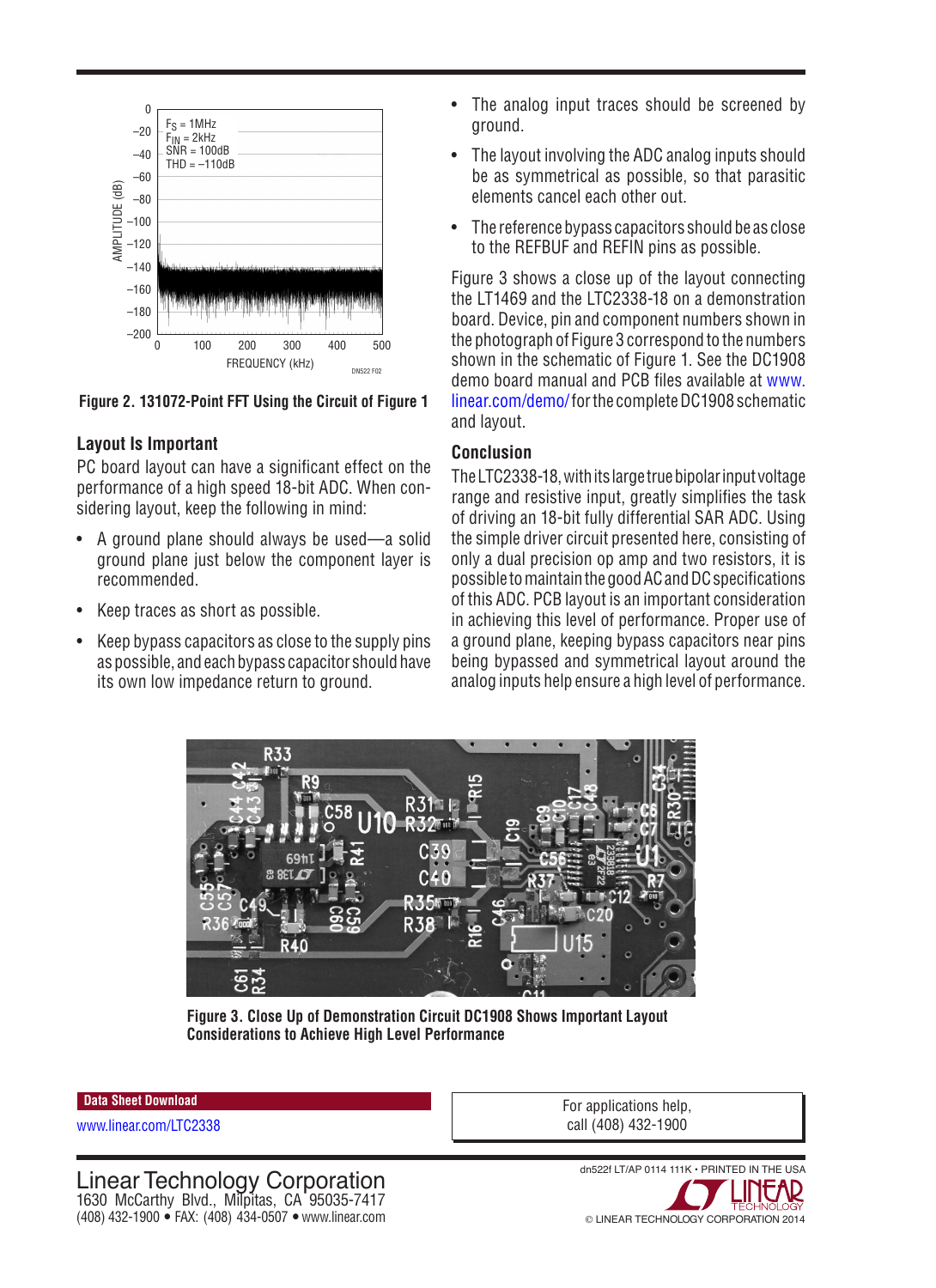0
−20
−40
−60
−80
−100
−120
−140
−160
−180
−200

AMPLITUDE (dB)

0 100 200 300 400 500

FREQUENCY (kHz)

$F_S$ = 1MHz
$F_{IN}$ = 2kHz
SNR = 100dB
THD = −110dB

DN522 F02

**Figure 2. 131072-Point FFT Using the Circuit of Figure 1**

### Layout Is Important

PC board layout can have a significant effect on the performance of a high speed 18-bit ADC. When considering layout, keep the following in mind:

- A ground plane should always be used—a solid ground plane just below the component layer is recommended.
- Keep traces as short as possible.
- Keep bypass capacitors as close to the supply pins as possible, and each bypass capacitor should have its own low impedance return to ground.
- The analog input traces should be screened by ground.
- The layout involving the ADC analog inputs should be as symmetrical as possible, so that parasitic elements cancel each other out.
- The reference bypass capacitors should be as close to the REFBUF and REFIN pins as possible.

Figure 3 shows a close up of the layout connecting the LT1469 and the LTC2338-18 on a demonstration board. Device, pin and component numbers shown in the photograph of Figure 3 correspond to the numbers shown in the schematic of Figure 1. See the DC1908 demo board manual and PCB files available at www.linear.com/demo/ for the complete DC1908 schematic and layout.

### Conclusion

The LTC2338-18, with its large true bipolar input voltage range and resistive input, greatly simplifies the task of driving an 18-bit fully differential SAR ADC. Using the simple driver circuit presented here, consisting of only a dual precision op amp and two resistors, it is possible to maintain the good AC and DC specifications of this ADC. PCB layout is an important consideration in achieving this level of performance. Proper use of a ground plane, keeping bypass capacitors near pins being bypassed and symmetrical layout around the analog inputs help ensure a high level of performance.

**Figure 3. Close Up of Demonstration Circuit DC1908 Shows Important Layout Considerations to Achieve High Level Performance**

**Data Sheet Download**

www.linear.com/LTC2338

For applications help,
call (408) 432-1900

Linear Technology Corporation
1630 McCarthy Blvd., Milpitas, CA 95035-7417
(408) 432-1900 • FAX: (408) 434-0507 • www.linear.com

dn522f LT/AP 0114 111K • PRINTED IN THE USA

© LINEAR TECHNOLOGY CORPORATION 2014